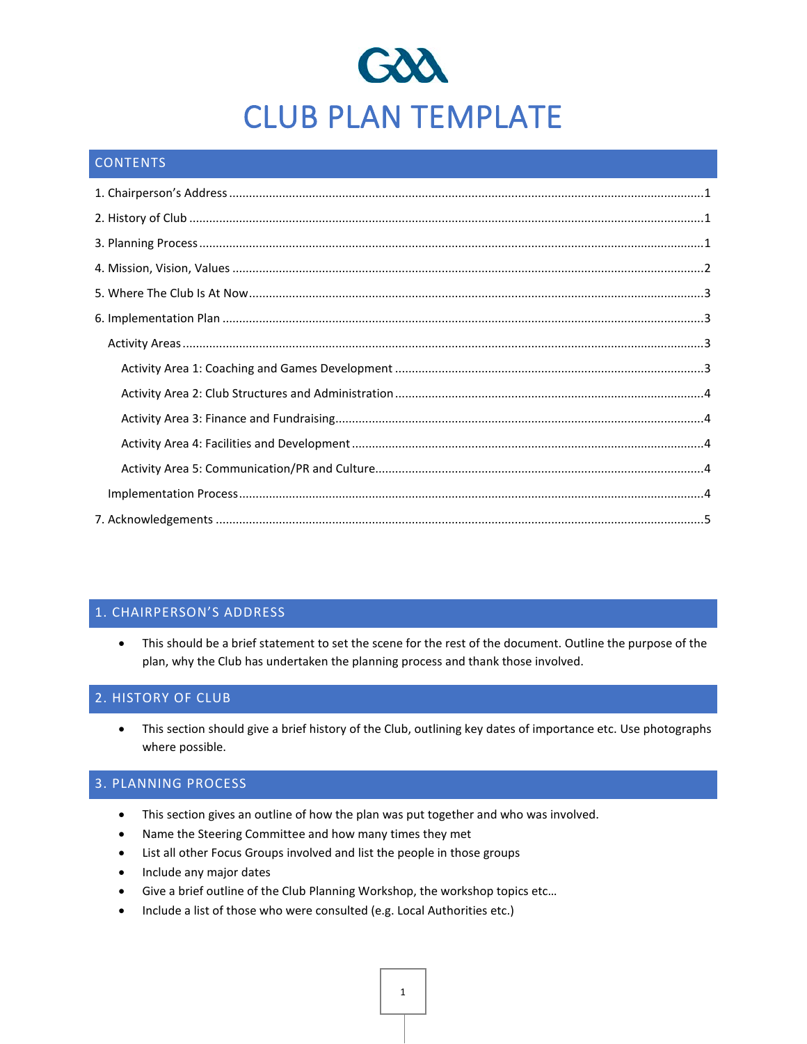# CLUB PLAN TEMPLATE

## CONTENTS

1. Chairperson's Address ....1
2. History of Club ....1
3. Planning Process ....1
4. Mission, Vision, Values ....2
5. Where The Club Is At Now ....3
6. Implementation Plan ....3
   - Activity Areas ....3
     - Activity Area 1: Coaching and Games Development ....3
     - Activity Area 2: Club Structures and Administration ....4
     - Activity Area 3: Finance and Fundraising ....4
     - Activity Area 4: Facilities and Development ....4
     - Activity Area 5: Communication/PR and Culture ....4
   - Implementation Process ....4
7. Acknowledgements ....5

## 1. CHAIRPERSON'S ADDRESS

- This should be a brief statement to set the scene for the rest of the document. Outline the purpose of the plan, why the Club has undertaken the planning process and thank those involved.

## 2. HISTORY OF CLUB

- This section should give a brief history of the Club, outlining key dates of importance etc. Use photographs where possible.

## 3. PLANNING PROCESS

- This section gives an outline of how the plan was put together and who was involved.
- Name the Steering Committee and how many times they met
- List all other Focus Groups involved and list the people in those groups
- Include any major dates
- Give a brief outline of the Club Planning Workshop, the workshop topics etc…
- Include a list of those who were consulted (e.g. Local Authorities etc.)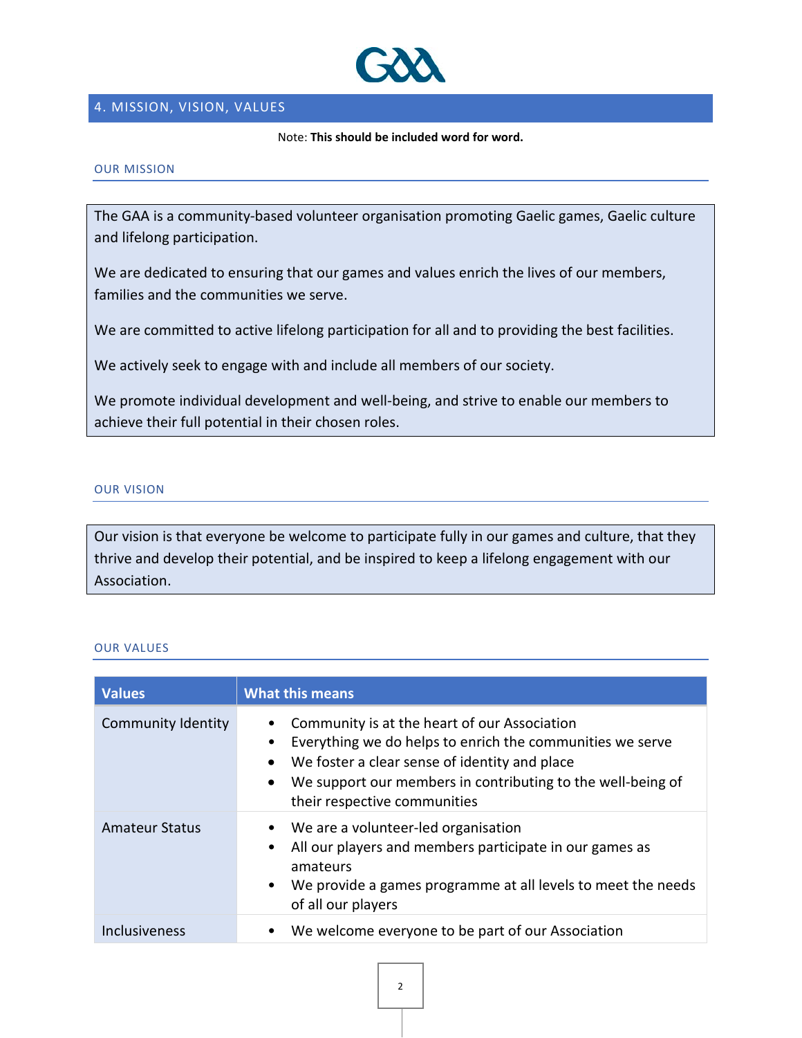## 4. MISSION, VISION, VALUES

Note: **This should be included word for word.**

### OUR MISSION

The GAA is a community-based volunteer organisation promoting Gaelic games, Gaelic culture and lifelong participation.

We are dedicated to ensuring that our games and values enrich the lives of our members, families and the communities we serve.

We are committed to active lifelong participation for all and to providing the best facilities.

We actively seek to engage with and include all members of our society.

We promote individual development and well-being, and strive to enable our members to achieve their full potential in their chosen roles.

### OUR VISION

Our vision is that everyone be welcome to participate fully in our games and culture, that they thrive and develop their potential, and be inspired to keep a lifelong engagement with our Association.

### OUR VALUES

| Values | What this means |
| --- | --- |
| Community Identity | • Community is at the heart of our Association<br>• Everything we do helps to enrich the communities we serve<br>• We foster a clear sense of identity and place<br>• We support our members in contributing to the well-being of their respective communities |
| Amateur Status | • We are a volunteer-led organisation<br>• All our players and members participate in our games as amateurs<br>• We provide a games programme at all levels to meet the needs of all our players |
| Inclusiveness | • We welcome everyone to be part of our Association |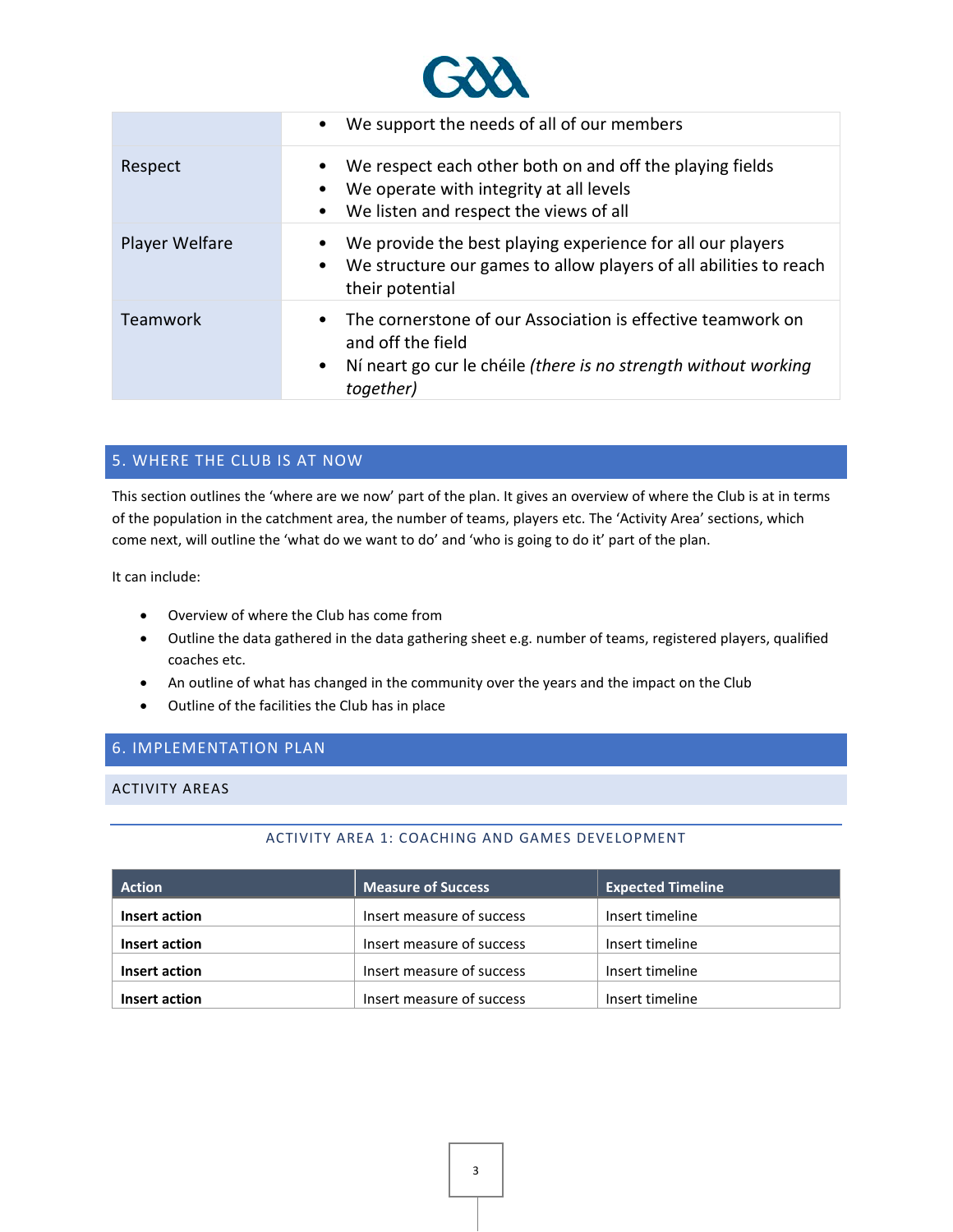| | |
|---|---|
| | • We support the needs of all of our members |
| Respect | • We respect each other both on and off the playing fields<br>• We operate with integrity at all levels<br>• We listen and respect the views of all |
| Player Welfare | • We provide the best playing experience for all our players<br>• We structure our games to allow players of all abilities to reach their potential |
| Teamwork | • The cornerstone of our Association is effective teamwork on and off the field<br>• Ní neart go cur le chéile *(there is no strength without working together)* |

## 5. WHERE THE CLUB IS AT NOW

This section outlines the 'where are we now' part of the plan. It gives an overview of where the Club is at in terms of the population in the catchment area, the number of teams, players etc. The 'Activity Area' sections, which come next, will outline the 'what do we want to do' and 'who is going to do it' part of the plan.

It can include:

- Overview of where the Club has come from
- Outline the data gathered in the data gathering sheet e.g. number of teams, registered players, qualified coaches etc.
- An outline of what has changed in the community over the years and the impact on the Club
- Outline of the facilities the Club has in place

## 6. IMPLEMENTATION PLAN

### ACTIVITY AREAS

#### ACTIVITY AREA 1: COACHING AND GAMES DEVELOPMENT

| Action | Measure of Success | Expected Timeline |
|---|---|---|
| **Insert action** | Insert measure of success | Insert timeline |
| **Insert action** | Insert measure of success | Insert timeline |
| **Insert action** | Insert measure of success | Insert timeline |
| **Insert action** | Insert measure of success | Insert timeline |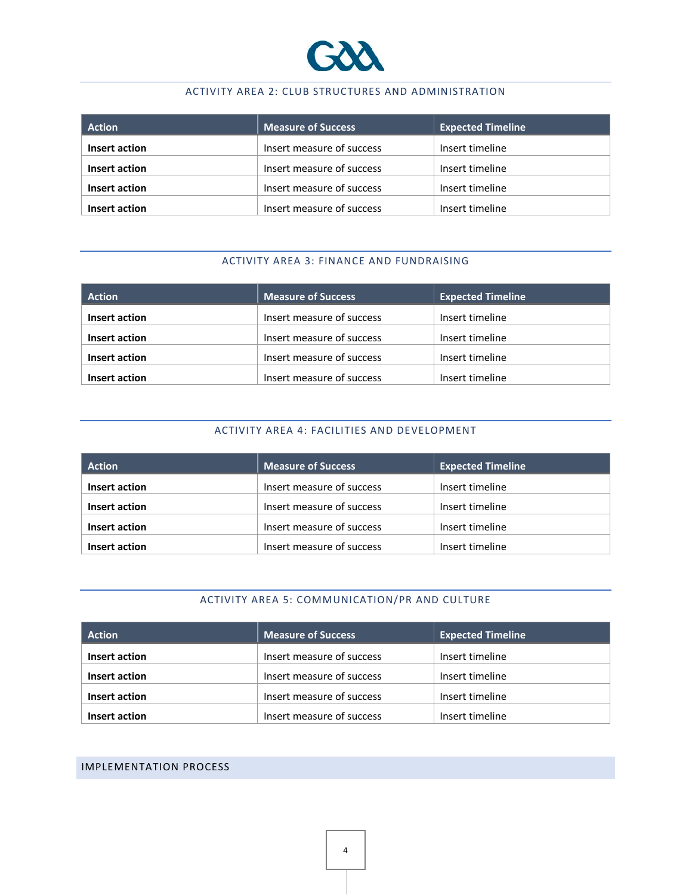## ACTIVITY AREA 2: CLUB STRUCTURES AND ADMINISTRATION

| Action | Measure of Success | Expected Timeline |
|---|---|---|
| **Insert action** | Insert measure of success | Insert timeline |
| **Insert action** | Insert measure of success | Insert timeline |
| **Insert action** | Insert measure of success | Insert timeline |
| **Insert action** | Insert measure of success | Insert timeline |

## ACTIVITY AREA 3: FINANCE AND FUNDRAISING

| Action | Measure of Success | Expected Timeline |
|---|---|---|
| **Insert action** | Insert measure of success | Insert timeline |
| **Insert action** | Insert measure of success | Insert timeline |
| **Insert action** | Insert measure of success | Insert timeline |
| **Insert action** | Insert measure of success | Insert timeline |

## ACTIVITY AREA 4: FACILITIES AND DEVELOPMENT

| Action | Measure of Success | Expected Timeline |
|---|---|---|
| **Insert action** | Insert measure of success | Insert timeline |
| **Insert action** | Insert measure of success | Insert timeline |
| **Insert action** | Insert measure of success | Insert timeline |
| **Insert action** | Insert measure of success | Insert timeline |

## ACTIVITY AREA 5: COMMUNICATION/PR AND CULTURE

| Action | Measure of Success | Expected Timeline |
|---|---|---|
| **Insert action** | Insert measure of success | Insert timeline |
| **Insert action** | Insert measure of success | Insert timeline |
| **Insert action** | Insert measure of success | Insert timeline |
| **Insert action** | Insert measure of success | Insert timeline |

# IMPLEMENTATION PROCESS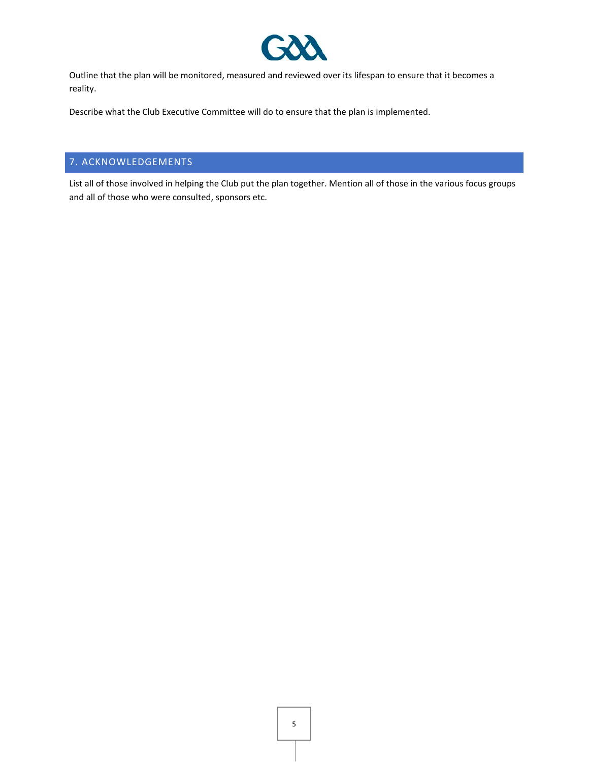Outline that the plan will be monitored, measured and reviewed over its lifespan to ensure that it becomes a reality.

Describe what the Club Executive Committee will do to ensure that the plan is implemented.

## 7. ACKNOWLEDGEMENTS

List all of those involved in helping the Club put the plan together. Mention all of those in the various focus groups and all of those who were consulted, sponsors etc.